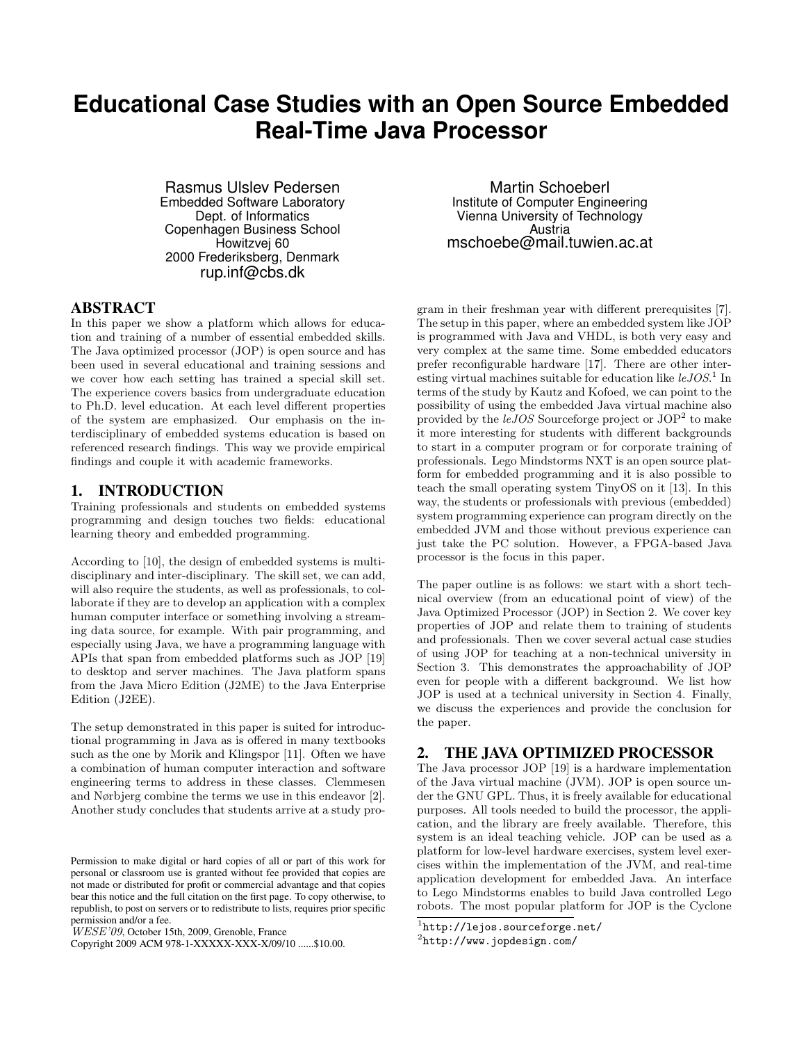# Educational Case Studies with an Open Source Embedded Real-Time Java Processor

Rasmus Ulslev Pedersen
Embedded Software Laboratory
Dept. of Informatics
Copenhagen Business School
Howitzvej 60
2000 Frederiksberg, Denmark
rup.inf@cbs.dk

Martin Schoeberl
Institute of Computer Engineering
Vienna University of Technology
Austria
mschoebe@mail.tuwien.ac.at

## ABSTRACT

In this paper we show a platform which allows for education and training of a number of essential embedded skills. The Java optimized processor (JOP) is open source and has been used in several educational and training sessions and we cover how each setting has trained a special skill set. The experience covers basics from undergraduate education to Ph.D. level education. At each level different properties of the system are emphasized. Our emphasis on the interdisciplinary of embedded systems education is based on referenced research findings. This way we provide empirical findings and couple it with academic frameworks.

## 1. INTRODUCTION

Training professionals and students on embedded systems programming and design touches two fields: educational learning theory and embedded programming.

According to [10], the design of embedded systems is multi-disciplinary and inter-disciplinary. The skill set, we can add, will also require the students, as well as professionals, to collaborate if they are to develop an application with a complex human computer interface or something involving a streaming data source, for example. With pair programming, and especially using Java, we have a programming language with APIs that span from embedded platforms such as JOP [19] to desktop and server machines. The Java platform spans from the Java Micro Edition (J2ME) to the Java Enterprise Edition (J2EE).

The setup demonstrated in this paper is suited for introductional programming in Java as is offered in many textbooks such as the one by Morik and Klingspor [11]. Often we have a combination of human computer interaction and software engineering terms to address in these classes. Clemmesen and Nørbjerg combine the terms we use in this endeavor [2]. Another study concludes that students arrive at a study program in their freshman year with different prerequisites [7]. The setup in this paper, where an embedded system like JOP is programmed with Java and VHDL, is both very easy and very complex at the same time. Some embedded educators prefer reconfigurable hardware [17]. There are other interesting virtual machines suitable for education like *leJOS*.[1] In terms of the study by Kautz and Kofoed, we can point to the possibility of using the embedded Java virtual machine also provided by the *leJOS* Sourceforge project or JOP[2] to make it more interesting for students with different backgrounds to start in a computer program or for corporate training of professionals. Lego Mindstorms NXT is an open source platform for embedded programming and it is also possible to teach the small operating system TinyOS on it [13]. In this way, the students or professionals with previous (embedded) system programming experience can program directly on the embedded JVM and those without previous experience can just take the PC solution. However, a FPGA-based Java processor is the focus in this paper.

The paper outline is as follows: we start with a short technical overview (from an educational point of view) of the Java Optimized Processor (JOP) in Section 2. We cover key properties of JOP and relate them to training of students and professionals. Then we cover several actual case studies of using JOP for teaching at a non-technical university in Section 3. This demonstrates the approachability of JOP even for people with a different background. We list how JOP is used at a technical university in Section 4. Finally, we discuss the experiences and provide the conclusion for the paper.

## 2. THE JAVA OPTIMIZED PROCESSOR

The Java processor JOP [19] is a hardware implementation of the Java virtual machine (JVM). JOP is open source under the GNU GPL. Thus, it is freely available for educational purposes. All tools needed to build the processor, the application, and the library are freely available. Therefore, this system is an ideal teaching vehicle. JOP can be used as a platform for low-level hardware exercises, system level exercises within the implementation of the JVM, and real-time application development for embedded Java. An interface to Lego Mindstorms enables to build Java controlled Lego robots. The most popular platform for JOP is the Cyclone

[1] http://lejos.sourceforge.net/

[2] http://www.jopdesign.com/

Permission to make digital or hard copies of all or part of this work for personal or classroom use is granted without fee provided that copies are not made or distributed for profit or commercial advantage and that copies bear this notice and the full citation on the first page. To copy otherwise, to republish, to post on servers or to redistribute to lists, requires prior specific permission and/or a fee.
*WESE'09*, October 15th, 2009, Grenoble, France
Copyright 2009 ACM 978-1-XXXXX-XXX-X/09/10 ......$10.00.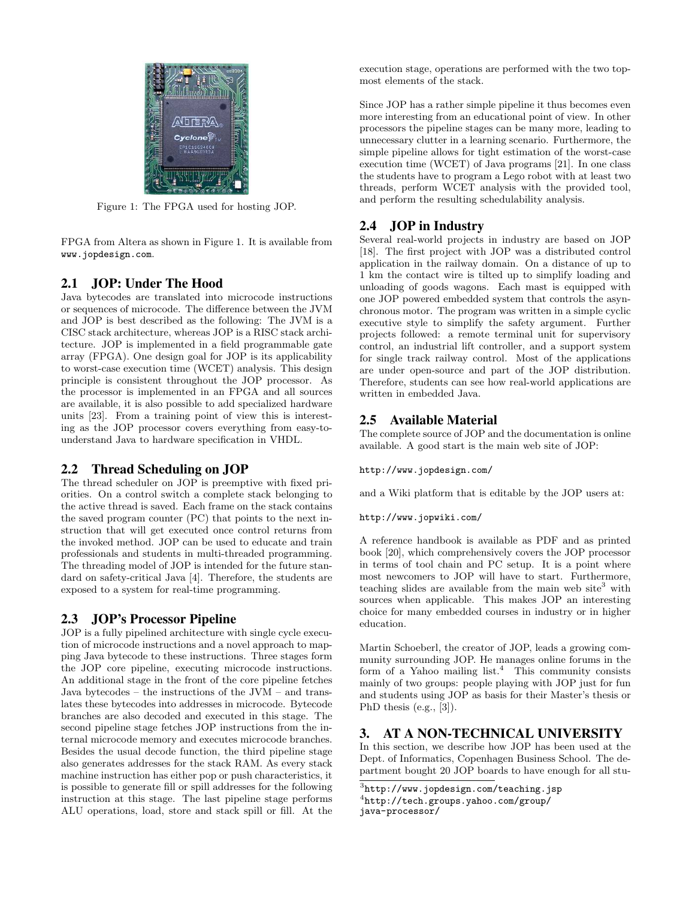Figure 1: The FPGA used for hosting JOP.

FPGA from Altera as shown in Figure 1. It is available from www.jopdesign.com.

## 2.1 JOP: Under The Hood

Java bytecodes are translated into microcode instructions or sequences of microcode. The difference between the JVM and JOP is best described as the following: The JVM is a CISC stack architecture, whereas JOP is a RISC stack architecture. JOP is implemented in a field programmable gate array (FPGA). One design goal for JOP is its applicability to worst-case execution time (WCET) analysis. This design principle is consistent throughout the JOP processor. As the processor is implemented in an FPGA and all sources are available, it is also possible to add specialized hardware units [23]. From a training point of view this is interesting as the JOP processor covers everything from easy-to-understand Java to hardware specification in VHDL.

## 2.2 Thread Scheduling on JOP

The thread scheduler on JOP is preemptive with fixed priorities. On a control switch a complete stack belonging to the active thread is saved. Each frame on the stack contains the saved program counter (PC) that points to the next instruction that will get executed once control returns from the invoked method. JOP can be used to educate and train professionals and students in multi-threaded programming. The threading model of JOP is intended for the future standard on safety-critical Java [4]. Therefore, the students are exposed to a system for real-time programming.

## 2.3 JOP's Processor Pipeline

JOP is a fully pipelined architecture with single cycle execution of microcode instructions and a novel approach to mapping Java bytecode to these instructions. Three stages form the JOP core pipeline, executing microcode instructions. An additional stage in the front of the core pipeline fetches Java bytecodes – the instructions of the JVM – and translates these bytecodes into addresses in microcode. Bytecode branches are also decoded and executed in this stage. The second pipeline stage fetches JOP instructions from the internal microcode memory and executes microcode branches. Besides the usual decode function, the third pipeline stage also generates addresses for the stack RAM. As every stack machine instruction has either pop or push characteristics, it is possible to generate fill or spill addresses for the following instruction at this stage. The last pipeline stage performs ALU operations, load, store and stack spill or fill. At the execution stage, operations are performed with the two topmost elements of the stack.

Since JOP has a rather simple pipeline it thus becomes even more interesting from an educational point of view. In other processors the pipeline stages can be many more, leading to unnecessary clutter in a learning scenario. Furthermore, the simple pipeline allows for tight estimation of the worst-case execution time (WCET) of Java programs [21]. In one class the students have to program a Lego robot with at least two threads, perform WCET analysis with the provided tool, and perform the resulting schedulability analysis.

## 2.4 JOP in Industry

Several real-world projects in industry are based on JOP [18]. The first project with JOP was a distributed control application in the railway domain. On a distance of up to 1 km the contact wire is tilted up to simplify loading and unloading of goods wagons. Each mast is equipped with one JOP powered embedded system that controls the asynchronous motor. The program was written in a simple cyclic executive style to simplify the safety argument. Further projects followed: a remote terminal unit for supervisory control, an industrial lift controller, and a support system for single track railway control. Most of the applications are under open-source and part of the JOP distribution. Therefore, students can see how real-world applications are written in embedded Java.

## 2.5 Available Material

The complete source of JOP and the documentation is online available. A good start is the main web site of JOP:

http://www.jopdesign.com/

and a Wiki platform that is editable by the JOP users at:

http://www.jopwiki.com/

A reference handbook is available as PDF and as printed book [20], which comprehensively covers the JOP processor in terms of tool chain and PC setup. It is a point where most newcomers to JOP will have to start. Furthermore, teaching slides are available from the main web site[3] with sources when applicable. This makes JOP an interesting choice for many embedded courses in industry or in higher education.

Martin Schoeberl, the creator of JOP, leads a growing community surrounding JOP. He manages online forums in the form of a Yahoo mailing list.[4] This community consists mainly of two groups: people playing with JOP just for fun and students using JOP as basis for their Master's thesis or PhD thesis (e.g., [3]).

# 3. AT A NON-TECHNICAL UNIVERSITY

In this section, we describe how JOP has been used at the Dept. of Informatics, Copenhagen Business School. The department bought 20 JOP boards to have enough for all stu-

[3] http://www.jopdesign.com/teaching.jsp

[4] http://tech.groups.yahoo.com/group/java-processor/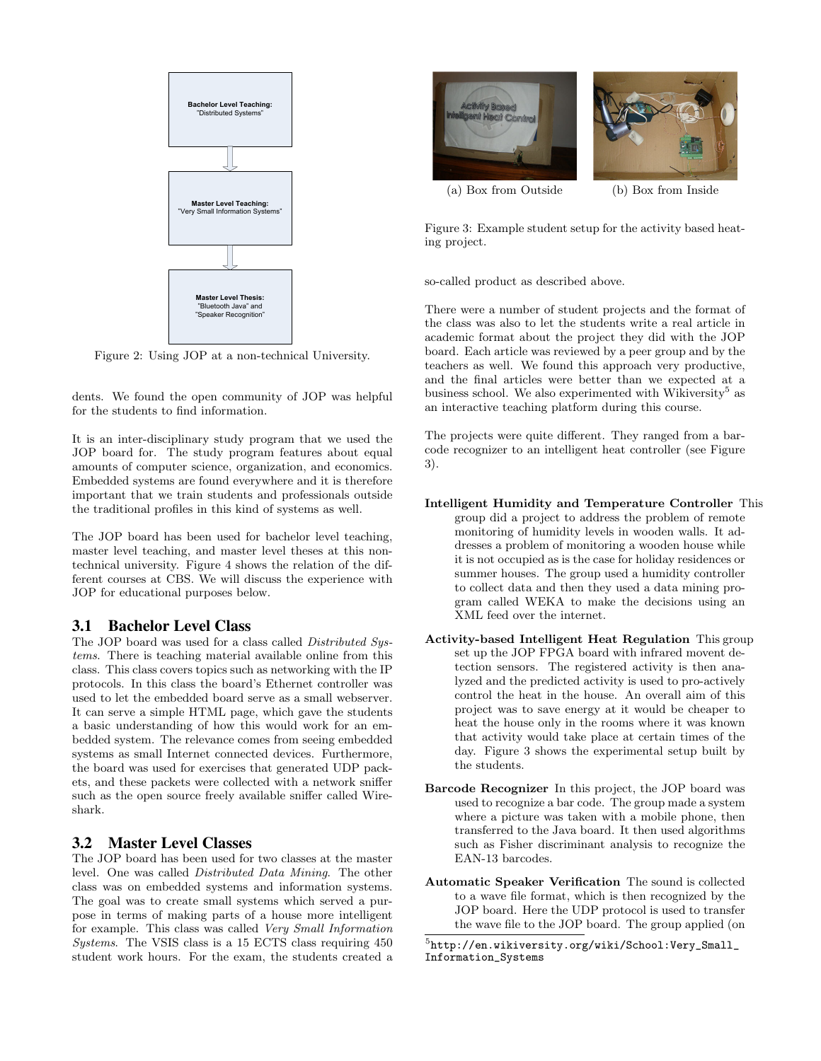Bachelor Level Teaching: "Distributed Systems"

Master Level Teaching: "Very Small Information Systems"

Master Level Thesis: "Bluetooth Java" and "Speaker Recognition"

Figure 2: Using JOP at a non-technical University.

dents. We found the open community of JOP was helpful for the students to find information.

It is an inter-disciplinary study program that we used the JOP board for. The study program features about equal amounts of computer science, organization, and economics. Embedded systems are found everywhere and it is therefore important that we train students and professionals outside the traditional profiles in this kind of systems as well.

The JOP board has been used for bachelor level teaching, master level teaching, and master level theses at this non-technical university. Figure 4 shows the relation of the different courses at CBS. We will discuss the experience with JOP for educational purposes below.

## 3.1 Bachelor Level Class

The JOP board was used for a class called *Distributed Systems*. There is teaching material available online from this class. This class covers topics such as networking with the IP protocols. In this class the board's Ethernet controller was used to let the embedded board serve as a small webserver. It can serve a simple HTML page, which gave the students a basic understanding of how this would work for an embedded system. The relevance comes from seeing embedded systems as small Internet connected devices. Furthermore, the board was used for exercises that generated UDP packets, and these packets were collected with a network sniffer such as the open source freely available sniffer called Wireshark.

## 3.2 Master Level Classes

The JOP board has been used for two classes at the master level. One was called *Distributed Data Mining*. The other class was on embedded systems and information systems. The goal was to create small systems which served a purpose in terms of making parts of a house more intelligent for example. This class was called *Very Small Information Systems*. The VSIS class is a 15 ECTS class requiring 450 student work hours. For the exam, the students created a so-called product as described above.

(a) Box from Outside (b) Box from Inside

Figure 3: Example student setup for the activity based heating project.

There were a number of student projects and the format of the class was also to let the students write a real article in academic format about the project they did with the JOP board. Each article was reviewed by a peer group and by the teachers as well. We found this approach very productive, and the final articles were better than we expected at a business school. We also experimented with Wikiversity[5] as an interactive teaching platform during this course.

The projects were quite different. They ranged from a barcode recognizer to an intelligent heat controller (see Figure 3).

**Intelligent Humidity and Temperature Controller** This group did a project to address the problem of remote monitoring of humidity levels in wooden walls. It addresses a problem of monitoring a wooden house while it is not occupied as is the case for holiday residences or summer houses. The group used a humidity controller to collect data and then they used a data mining program called WEKA to make the decisions using an XML feed over the internet.

**Activity-based Intelligent Heat Regulation** This group set up the JOP FPGA board with infrared movent detection sensors. The registered activity is then analyzed and the predicted activity is used to pro-actively control the heat in the house. An overall aim of this project was to save energy at it would be cheaper to heat the house only in the rooms where it was known that activity would take place at certain times of the day. Figure 3 shows the experimental setup built by the students.

**Barcode Recognizer** In this project, the JOP board was used to recognize a bar code. The group made a system where a picture was taken with a mobile phone, then transferred to the Java board. It then used algorithms such as Fisher discriminant analysis to recognize the EAN-13 barcodes.

**Automatic Speaker Verification** The sound is collected to a wave file format, which is then recognized by the JOP board. Here the UDP protocol is used to transfer the wave file to the JOP board. The group applied (on

[5] http://en.wikiversity.org/wiki/School:Very_Small_Information_Systems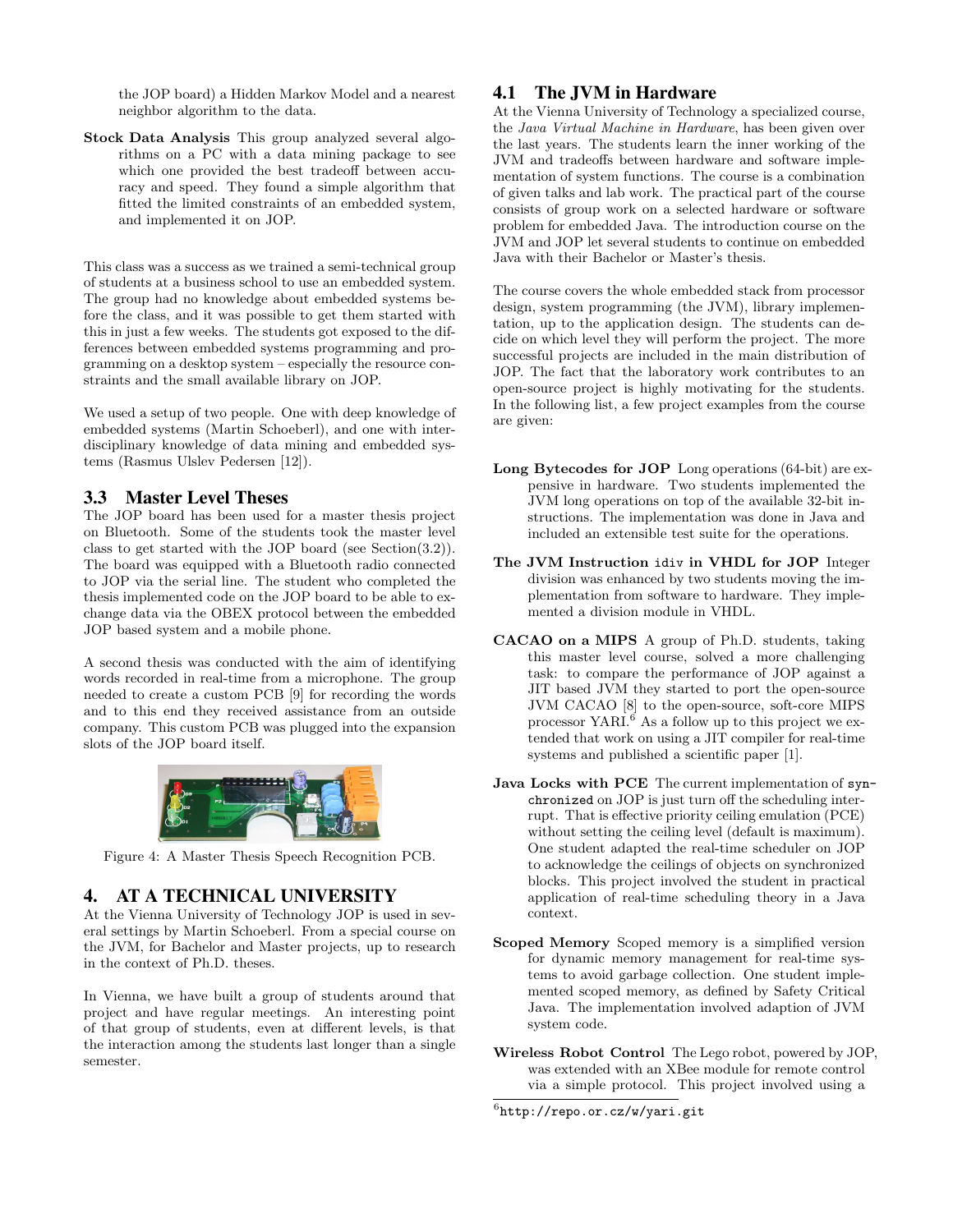the JOP board) a Hidden Markov Model and a nearest neighbor algorithm to the data.

**Stock Data Analysis** This group analyzed several algorithms on a PC with a data mining package to see which one provided the best tradeoff between accuracy and speed. They found a simple algorithm that fitted the limited constraints of an embedded system, and implemented it on JOP.

This class was a success as we trained a semi-technical group of students at a business school to use an embedded system. The group had no knowledge about embedded systems before the class, and it was possible to get them started with this in just a few weeks. The students got exposed to the differences between embedded systems programming and programming on a desktop system – especially the resource constraints and the small available library on JOP.

We used a setup of two people. One with deep knowledge of embedded systems (Martin Schoeberl), and one with interdisciplinary knowledge of data mining and embedded systems (Rasmus Ulslev Pedersen [12]).

### 3.3 Master Level Theses

The JOP board has been used for a master thesis project on Bluetooth. Some of the students took the master level class to get started with the JOP board (see Section(3.2)). The board was equipped with a Bluetooth radio connected to JOP via the serial line. The student who completed the thesis implemented code on the JOP board to be able to exchange data via the OBEX protocol between the embedded JOP based system and a mobile phone.

A second thesis was conducted with the aim of identifying words recorded in real-time from a microphone. The group needed to create a custom PCB [9] for recording the words and to this end they received assistance from an outside company. This custom PCB was plugged into the expansion slots of the JOP board itself.

Figure 4: A Master Thesis Speech Recognition PCB.

## 4. AT A TECHNICAL UNIVERSITY

At the Vienna University of Technology JOP is used in several settings by Martin Schoeberl. From a special course on the JVM, for Bachelor and Master projects, up to research in the context of Ph.D. theses.

In Vienna, we have built a group of students around that project and have regular meetings. An interesting point of that group of students, even at different levels, is that the interaction among the students last longer than a single semester.

### 4.1 The JVM in Hardware

At the Vienna University of Technology a specialized course, the *Java Virtual Machine in Hardware*, has been given over the last years. The students learn the inner working of the JVM and tradeoffs between hardware and software implementation of system functions. The course is a combination of given talks and lab work. The practical part of the course consists of group work on a selected hardware or software problem for embedded Java. The introduction course on the JVM and JOP let several students to continue on embedded Java with their Bachelor or Master's thesis.

The course covers the whole embedded stack from processor design, system programming (the JVM), library implementation, up to the application design. The students can decide on which level they will perform the project. The more successful projects are included in the main distribution of JOP. The fact that the laboratory work contributes to an open-source project is highly motivating for the students. In the following list, a few project examples from the course are given:

**Long Bytecodes for JOP** Long operations (64-bit) are expensive in hardware. Two students implemented the JVM long operations on top of the available 32-bit instructions. The implementation was done in Java and included an extensible test suite for the operations.

**The JVM Instruction `idiv` in VHDL for JOP** Integer division was enhanced by two students moving the implementation from software to hardware. They implemented a division module in VHDL.

**CACAO on a MIPS** A group of Ph.D. students, taking this master level course, solved a more challenging task: to compare the performance of JOP against a JIT based JVM they started to port the open-source JVM CACAO [8] to the open-source, soft-core MIPS processor YARI.[6] As a follow up to this project we extended that work on using a JIT compiler for real-time systems and published a scientific paper [1].

**Java Locks with PCE** The current implementation of `synchronized` on JOP is just turn off the scheduling interrupt. That is effective priority ceiling emulation (PCE) without setting the ceiling level (default is maximum). One student adapted the real-time scheduler on JOP to acknowledge the ceilings of objects on synchronized blocks. This project involved the student in practical application of real-time scheduling theory in a Java context.

**Scoped Memory** Scoped memory is a simplified version for dynamic memory management for real-time systems to avoid garbage collection. One student implemented scoped memory, as defined by Safety Critical Java. The implementation involved adaption of JVM system code.

**Wireless Robot Control** The Lego robot, powered by JOP, was extended with an XBee module for remote control via a simple protocol. This project involved using a

[6] `http://repo.or.cz/w/yari.git`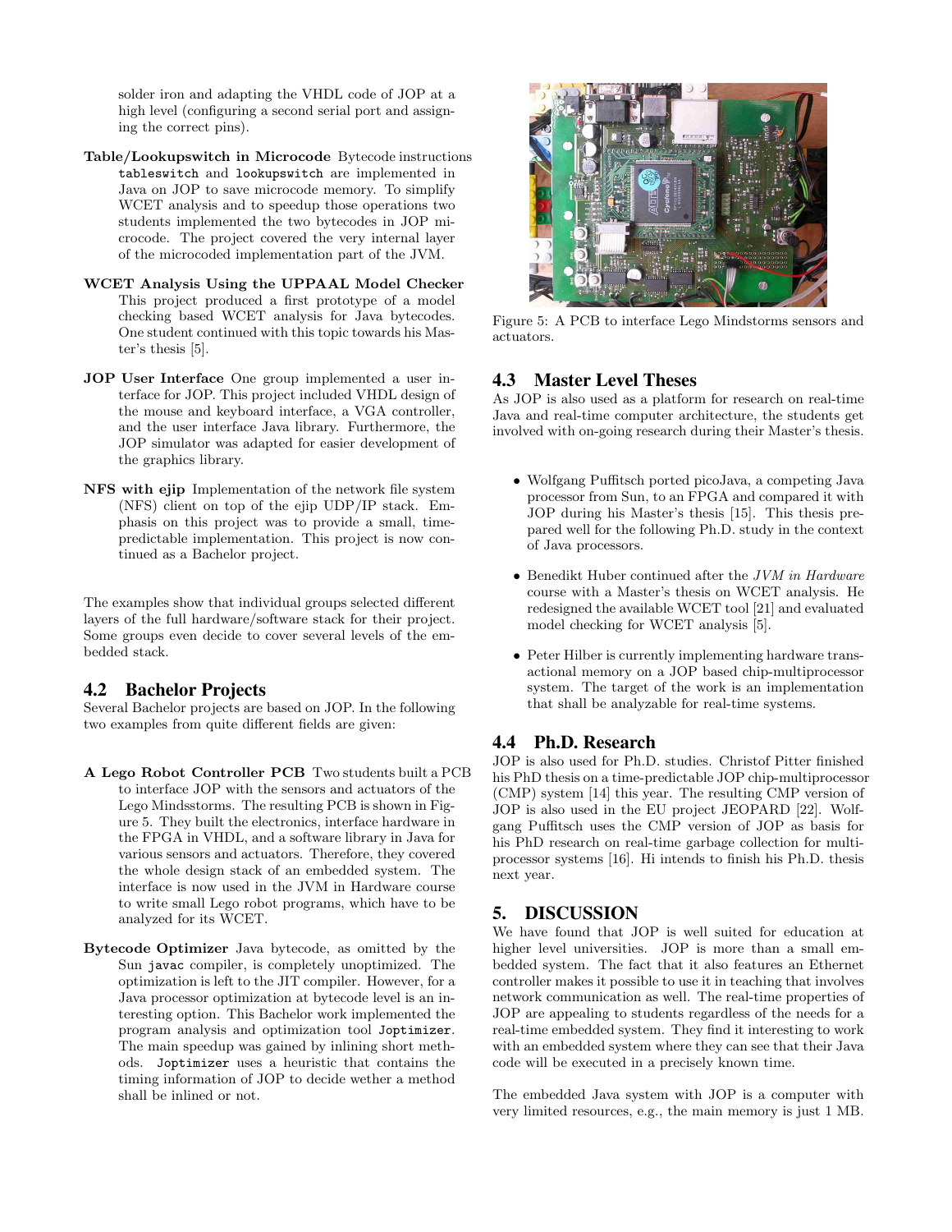solder iron and adapting the VHDL code of JOP at a high level (configuring a second serial port and assigning the correct pins).

**Table/Lookupswitch in Microcode** Bytecode instructions `tableswitch` and `lookupswitch` are implemented in Java on JOP to save microcode memory. To simplify WCET analysis and to speedup those operations two students implemented the two bytecodes in JOP microcode. The project covered the very internal layer of the microcoded implementation part of the JVM.

**WCET Analysis Using the UPPAAL Model Checker** This project produced a first prototype of a model checking based WCET analysis for Java bytecodes. One student continued with this topic towards his Master's thesis [5].

**JOP User Interface** One group implemented a user interface for JOP. This project included VHDL design of the mouse and keyboard interface, a VGA controller, and the user interface Java library. Furthermore, the JOP simulator was adapted for easier development of the graphics library.

**NFS with ejip** Implementation of the network file system (NFS) client on top of the ejip UDP/IP stack. Emphasis on this project was to provide a small, time-predictable implementation. This project is now continued as a Bachelor project.

The examples show that individual groups selected different layers of the full hardware/software stack for their project. Some groups even decide to cover several levels of the embedded stack.

## 4.2 Bachelor Projects

Several Bachelor projects are based on JOP. In the following two examples from quite different fields are given:

**A Lego Robot Controller PCB** Two students built a PCB to interface JOP with the sensors and actuators of the Lego Mindsstorms. The resulting PCB is shown in Figure 5. They built the electronics, interface hardware in the FPGA in VHDL, and a software library in Java for various sensors and actuators. Therefore, they covered the whole design stack of an embedded system. The interface is now used in the JVM in Hardware course to write small Lego robot programs, which have to be analyzed for its WCET.

**Bytecode Optimizer** Java bytecode, as omitted by the Sun `javac` compiler, is completely unoptimized. The optimization is left to the JIT compiler. However, for a Java processor optimization at bytecode level is an interesting option. This Bachelor work implemented the program analysis and optimization tool `Joptimizer`. The main speedup was gained by inlining short methods. `Joptimizer` uses a heuristic that contains the timing information of JOP to decide wether a method shall be inlined or not.

Figure 5: A PCB to interface Lego Mindstorms sensors and actuators.

## 4.3 Master Level Theses

As JOP is also used as a platform for research on real-time Java and real-time computer architecture, the students get involved with on-going research during their Master's thesis.

- Wolfgang Puffitsch ported picoJava, a competing Java processor from Sun, to an FPGA and compared it with JOP during his Master's thesis [15]. This thesis prepared well for the following Ph.D. study in the context of Java processors.
- Benedikt Huber continued after the *JVM in Hardware* course with a Master's thesis on WCET analysis. He redesigned the available WCET tool [21] and evaluated model checking for WCET analysis [5].
- Peter Hilber is currently implementing hardware transactional memory on a JOP based chip-multiprocessor system. The target of the work is an implementation that shall be analyzable for real-time systems.

## 4.4 Ph.D. Research

JOP is also used for Ph.D. studies. Christof Pitter finished his PhD thesis on a time-predictable JOP chip-multiprocessor (CMP) system [14] this year. The resulting CMP version of JOP is also used in the EU project JEOPARD [22]. Wolfgang Puffitsch uses the CMP version of JOP as basis for his PhD research on real-time garbage collection for multiprocessor systems [16]. Hi intends to finish his Ph.D. thesis next year.

# 5. DISCUSSION

We have found that JOP is well suited for education at higher level universities. JOP is more than a small embedded system. The fact that it also features an Ethernet controller makes it possible to use it in teaching that involves network communication as well. The real-time properties of JOP are appealing to students regardless of the needs for a real-time embedded system. They find it interesting to work with an embedded system where they can see that their Java code will be executed in a precisely known time.

The embedded Java system with JOP is a computer with very limited resources, e.g., the main memory is just 1 MB.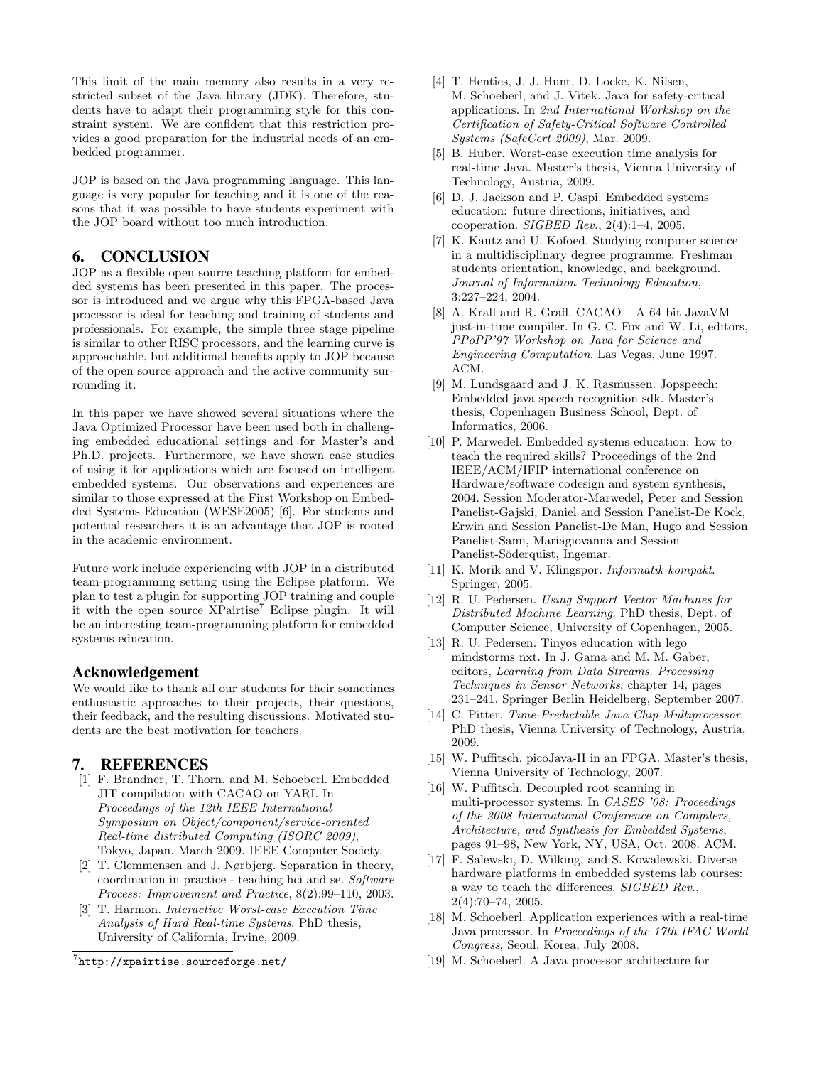This limit of the main memory also results in a very restricted subset of the Java library (JDK). Therefore, students have to adapt their programming style for this constraint system. We are confident that this restriction provides a good preparation for the industrial needs of an embedded programmer.

JOP is based on the Java programming language. This language is very popular for teaching and it is one of the reasons that it was possible to have students experiment with the JOP board without too much introduction.

## 6. CONCLUSION

JOP as a flexible open source teaching platform for embedded systems has been presented in this paper. The processor is introduced and we argue why this FPGA-based Java processor is ideal for teaching and training of students and professionals. For example, the simple three stage pipeline is similar to other RISC processors, and the learning curve is approachable, but additional benefits apply to JOP because of the open source approach and the active community surrounding it.

In this paper we have showed several situations where the Java Optimized Processor have been used both in challenging embedded educational settings and for Master's and Ph.D. projects. Furthermore, we have shown case studies of using it for applications which are focused on intelligent embedded systems. Our observations and experiences are similar to those expressed at the First Workshop on Embedded Systems Education (WESE2005) [6]. For students and potential researchers it is an advantage that JOP is rooted in the academic environment.

Future work include experiencing with JOP in a distributed team-programming setting using the Eclipse platform. We plan to test a plugin for supporting JOP training and couple it with the open source XPairtise[7] Eclipse plugin. It will be an interesting team-programming platform for embedded systems education.

[7] `http://xpairtise.sourceforge.net/`

## Acknowledgement

We would like to thank all our students for their sometimes enthusiastic approaches to their projects, their questions, their feedback, and the resulting discussions. Motivated students are the best motivation for teachers.

## 7. REFERENCES

[1] F. Brandner, T. Thorn, and M. Schoeberl. Embedded JIT compilation with CACAO on YARI. In *Proceedings of the 12th IEEE International Symposium on Object/component/service-oriented Real-time distributed Computing (ISORC 2009)*, Tokyo, Japan, March 2009. IEEE Computer Society.

[2] T. Clemmensen and J. Nørbjerg. Separation in theory, coordination in practice - teaching hci and se. *Software Process: Improvement and Practice*, 8(2):99–110, 2003.

[3] T. Harmon. *Interactive Worst-case Execution Time Analysis of Hard Real-time Systems*. PhD thesis, University of California, Irvine, 2009.

[4] T. Henties, J. J. Hunt, D. Locke, K. Nilsen, M. Schoeberl, and J. Vitek. Java for safety-critical applications. In *2nd International Workshop on the Certification of Safety-Critical Software Controlled Systems (SafeCert 2009)*, Mar. 2009.

[5] B. Huber. Worst-case execution time analysis for real-time Java. Master's thesis, Vienna University of Technology, Austria, 2009.

[6] D. J. Jackson and P. Caspi. Embedded systems education: future directions, initiatives, and cooperation. *SIGBED Rev.*, 2(4):1–4, 2005.

[7] K. Kautz and U. Kofoed. Studying computer science in a multidisciplinary degree programme: Freshman students orientation, knowledge, and background. *Journal of Information Technology Education*, 3:227–224, 2004.

[8] A. Krall and R. Grafl. CACAO – A 64 bit JavaVM just-in-time compiler. In G. C. Fox and W. Li, editors, *PPoPP'97 Workshop on Java for Science and Engineering Computation*, Las Vegas, June 1997. ACM.

[9] M. Lundsgaard and J. K. Rasmussen. Jopspeech: Embedded java speech recognition sdk. Master's thesis, Copenhagen Business School, Dept. of Informatics, 2006.

[10] P. Marwedel. Embedded systems education: how to teach the required skills? Proceedings of the 2nd IEEE/ACM/IFIP international conference on Hardware/software codesign and system synthesis, 2004. Session Moderator-Marwedel, Peter and Session Panelist-Gajski, Daniel and Session Panelist-De Kock, Erwin and Session Panelist-De Man, Hugo and Session Panelist-Sami, Mariagiovanna and Session Panelist-Söderquist, Ingemar.

[11] K. Morik and V. Klingspor. *Informatik kompakt*. Springer, 2005.

[12] R. U. Pedersen. *Using Support Vector Machines for Distributed Machine Learning*. PhD thesis, Dept. of Computer Science, University of Copenhagen, 2005.

[13] R. U. Pedersen. Tinyos education with lego mindstorms nxt. In J. Gama and M. M. Gaber, editors, *Learning from Data Streams. Processing Techniques in Sensor Networks*, chapter 14, pages 231–241. Springer Berlin Heidelberg, September 2007.

[14] C. Pitter. *Time-Predictable Java Chip-Multiprocessor*. PhD thesis, Vienna University of Technology, Austria, 2009.

[15] W. Puffitsch. picoJava-II in an FPGA. Master's thesis, Vienna University of Technology, 2007.

[16] W. Puffitsch. Decoupled root scanning in multi-processor systems. In *CASES '08: Proceedings of the 2008 International Conference on Compilers, Architecture, and Synthesis for Embedded Systems*, pages 91–98, New York, NY, USA, Oct. 2008. ACM.

[17] F. Salewski, D. Wilking, and S. Kowalewski. Diverse hardware platforms in embedded systems lab courses: a way to teach the differences. *SIGBED Rev.*, 2(4):70–74, 2005.

[18] M. Schoeberl. Application experiences with a real-time Java processor. In *Proceedings of the 17th IFAC World Congress*, Seoul, Korea, July 2008.

[19] M. Schoeberl. A Java processor architecture for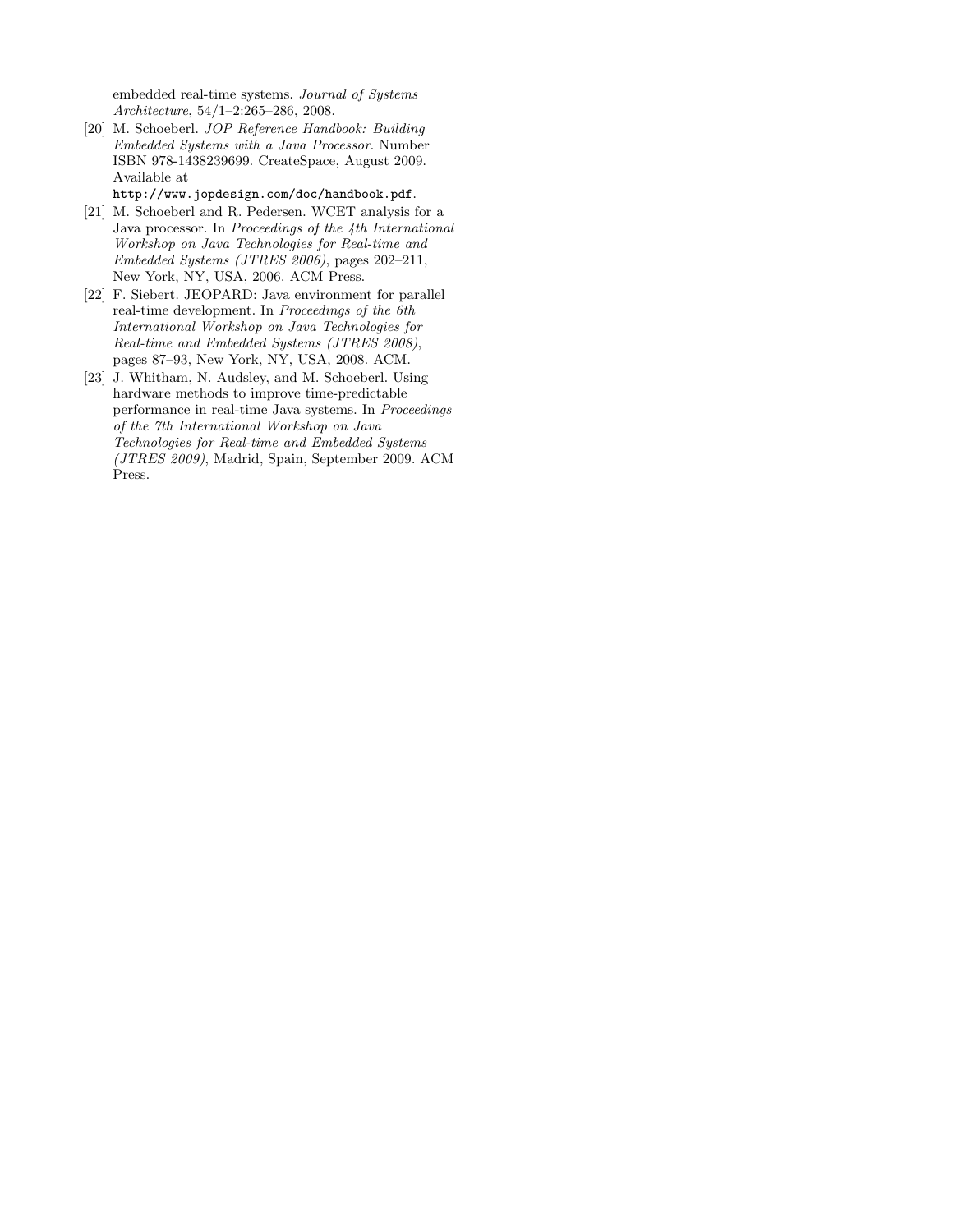embedded real-time systems. *Journal of Systems Architecture*, 54/1–2:265–286, 2008.

[20] M. Schoeberl. *JOP Reference Handbook: Building Embedded Systems with a Java Processor*. Number ISBN 978-1438239699. CreateSpace, August 2009. Available at `http://www.jopdesign.com/doc/handbook.pdf`.

[21] M. Schoeberl and R. Pedersen. WCET analysis for a Java processor. In *Proceedings of the 4th International Workshop on Java Technologies for Real-time and Embedded Systems (JTRES 2006)*, pages 202–211, New York, NY, USA, 2006. ACM Press.

[22] F. Siebert. JEOPARD: Java environment for parallel real-time development. In *Proceedings of the 6th International Workshop on Java Technologies for Real-time and Embedded Systems (JTRES 2008)*, pages 87–93, New York, NY, USA, 2008. ACM.

[23] J. Whitham, N. Audsley, and M. Schoeberl. Using hardware methods to improve time-predictable performance in real-time Java systems. In *Proceedings of the 7th International Workshop on Java Technologies for Real-time and Embedded Systems (JTRES 2009)*, Madrid, Spain, September 2009. ACM Press.